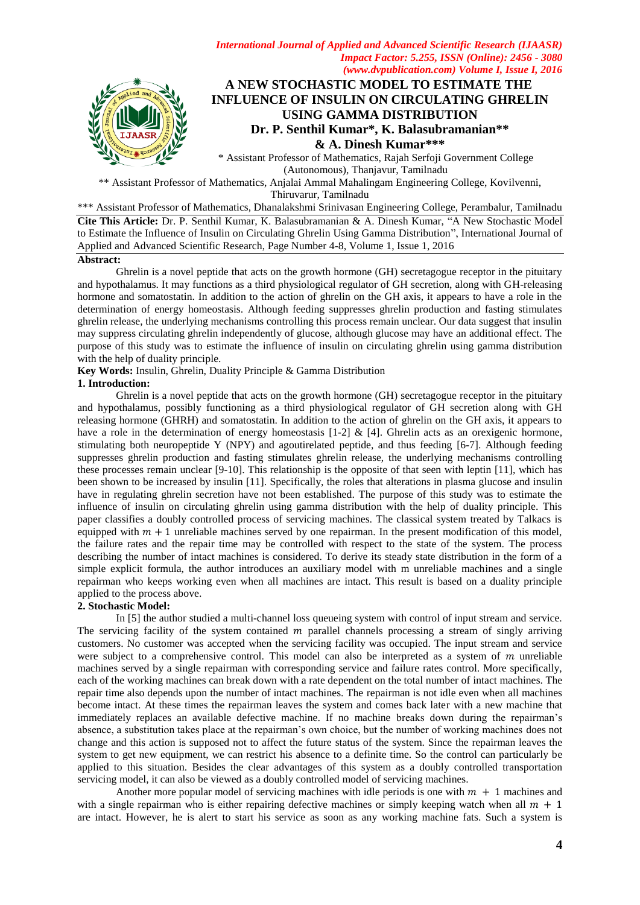# A NEW STOCHASTIC MODEL TO ESTIMATE THE INFLUENCE OF INSULIN ON CIRCULATING GHRELIN USING GAMMA DISTRIBUTION

**Dr. P. Senthil Kumar*, K. Balasubramanian** & A. Dinesh Kumar*****

\* Assistant Professor of Mathematics, Rajah Serfoji Government College (Autonomous), Thanjavur, Tamilnadu

** Assistant Professor of Mathematics, Anjalai Ammal Mahalingam Engineering College, Kovilvenni, Thiruvarur, Tamilnadu

*** Assistant Professor of Mathematics, Dhanalakshmi Srinivasan Engineering College, Perambalur, Tamilnadu

**Cite This Article:** Dr. P. Senthil Kumar, K. Balasubramanian & A. Dinesh Kumar, "A New Stochastic Model to Estimate the Influence of Insulin on Circulating Ghrelin Using Gamma Distribution", International Journal of Applied and Advanced Scientific Research, Page Number 4-8, Volume 1, Issue 1, 2016

**Abstract:**

Ghrelin is a novel peptide that acts on the growth hormone (GH) secretagogue receptor in the pituitary and hypothalamus. It may functions as a third physiological regulator of GH secretion, along with GH-releasing hormone and somatostatin. In addition to the action of ghrelin on the GH axis, it appears to have a role in the determination of energy homeostasis. Although feeding suppresses ghrelin production and fasting stimulates ghrelin release, the underlying mechanisms controlling this process remain unclear. Our data suggest that insulin may suppress circulating ghrelin independently of glucose, although glucose may have an additional effect. The purpose of this study was to estimate the influence of insulin on circulating ghrelin using gamma distribution with the help of duality principle.

**Key Words:** Insulin, Ghrelin, Duality Principle & Gamma Distribution

## 1. Introduction:

Ghrelin is a novel peptide that acts on the growth hormone (GH) secretagogue receptor in the pituitary and hypothalamus, possibly functioning as a third physiological regulator of GH secretion along with GH releasing hormone (GHRH) and somatostatin. In addition to the action of ghrelin on the GH axis, it appears to have a role in the determination of energy homeostasis [1-2] & [4]. Ghrelin acts as an orexigenic hormone, stimulating both neuropeptide Y (NPY) and agoutirelated peptide, and thus feeding [6-7]. Although feeding suppresses ghrelin production and fasting stimulates ghrelin release, the underlying mechanisms controlling these processes remain unclear [9-10]. This relationship is the opposite of that seen with leptin [11], which has been shown to be increased by insulin [11]. Specifically, the roles that alterations in plasma glucose and insulin have in regulating ghrelin secretion have not been established. The purpose of this study was to estimate the influence of insulin on circulating ghrelin using gamma distribution with the help of duality principle. This paper classifies a doubly controlled process of servicing machines. The classical system treated by Talkacs is equipped with $m + 1$ unreliable machines served by one repairman. In the present modification of this model, the failure rates and the repair time may be controlled with respect to the state of the system. The process describing the number of intact machines is considered. To derive its steady state distribution in the form of a simple explicit formula, the author introduces an auxiliary model with m unreliable machines and a single repairman who keeps working even when all machines are intact. This result is based on a duality principle applied to the process above.

## 2. Stochastic Model:

In [5] the author studied a multi-channel loss queueing system with control of input stream and service. The servicing facility of the system contained $m$ parallel channels processing a stream of singly arriving customers. No customer was accepted when the servicing facility was occupied. The input stream and service were subject to a comprehensive control. This model can also be interpreted as a system of $m$ unreliable machines served by a single repairman with corresponding service and failure rates control. More specifically, each of the working machines can break down with a rate dependent on the total number of intact machines. The repair time also depends upon the number of intact machines. The repairman is not idle even when all machines become intact. At these times the repairman leaves the system and comes back later with a new machine that immediately replaces an available defective machine. If no machine breaks down during the repairman's absence, a substitution takes place at the repairman's own choice, but the number of working machines does not change and this action is supposed not to affect the future status of the system. Since the repairman leaves the system to get new equipment, we can restrict his absence to a definite time. So the control can particularly be applied to this situation. Besides the clear advantages of this system as a doubly controlled transportation servicing model, it can also be viewed as a doubly controlled model of servicing machines.

Another more popular model of servicing machines with idle periods is one with $m + 1$ machines and with a single repairman who is either repairing defective machines or simply keeping watch when all $m + 1$ are intact. However, he is alert to start his service as soon as any working machine fats. Such a system is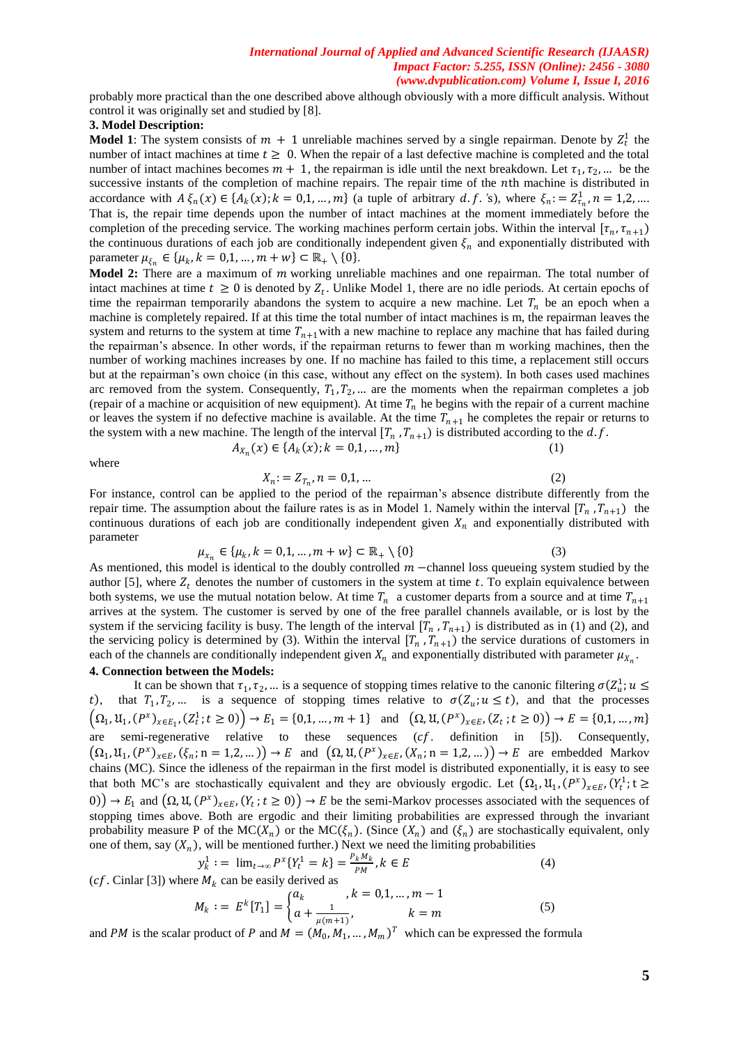probably more practical than the one described above although obviously with a more difficult analysis. Without control it was originally set and studied by [8].

## 3. Model Description:

**Model 1**: The system consists of $m + 1$ unreliable machines served by a single repairman. Denote by $Z_t^1$ the number of intact machines at time $t \geq 0$. When the repair of a last defective machine is completed and the total number of intact machines becomes $m + 1$, the repairman is idle until the next breakdown. Let $\tau_1, \tau_2, \ldots$ be the successive instants of the completion of machine repairs. The repair time of the $n$th machine is distributed in accordance with $A\,\xi_n(x) \in \{A_k(x); k = 0,1,\ldots,m\}$ (a tuple of arbitrary $d.f.$'s), where $\xi_n := Z_{\tau_n}^1, n = 1,2,\ldots$. That is, the repair time depends upon the number of intact machines at the moment immediately before the completion of the preceding service. The working machines perform certain jobs. Within the interval $[\tau_n, \tau_{n+1})$ the continuous durations of each job are conditionally independent given $\xi_n$ and exponentially distributed with parameter $\mu_{\xi_n} \in \{\mu_k, k = 0,1,\ldots,m+w\} \subset \mathbb{R}_+ \setminus \{0\}$.

**Model 2:** There are a maximum of $m$ working unreliable machines and one repairman. The total number of intact machines at time $t \geq 0$ is denoted by $Z_t$. Unlike Model 1, there are no idle periods. At certain epochs of time the repairman temporarily abandons the system to acquire a new machine. Let $T_n$ be an epoch when a machine is completely repaired. If at this time the total number of intact machines is m, the repairman leaves the system and returns to the system at time $T_{n+1}$with a new machine to replace any machine that has failed during the repairman's absence. In other words, if the repairman returns to fewer than m working machines, then the number of working machines increases by one. If no machine has failed to this time, a replacement still occurs but at the repairman's own choice (in this case, without any effect on the system). In both cases used machines arc removed from the system. Consequently, $T_1, T_2, \ldots$ are the moments when the repairman completes a job (repair of a machine or acquisition of new equipment). At time $T_n$ he begins with the repair of a current machine or leaves the system if no defective machine is available. At the time $T_{n+1}$ he completes the repair or returns to the system with a new machine. The length of the interval $[T_n, T_{n+1})$ is distributed according to the $d.f.$

$$A_{X_n}(x) \in \{A_k(x); k = 0,1,\ldots,m\} \tag{1}$$

where

$$X_n := Z_{T_n}, n = 0,1,\ldots \tag{2}$$

For instance, control can be applied to the period of the repairman's absence distribute differently from the repair time. The assumption about the failure rates is as in Model 1. Namely within the interval $[T_n, T_{n+1})$ the continuous durations of each job are conditionally independent given $X_n$ and exponentially distributed with parameter

$$\mu_{x_n} \in \{\mu_k, k = 0,1,\ldots,m+w\} \subset \mathbb{R}_+ \setminus \{0\} \tag{3}$$

As mentioned, this model is identical to the doubly controlled $m$ −channel loss queueing system studied by the author [5], where $Z_t$ denotes the number of customers in the system at time $t$. To explain equivalence between both systems, we use the mutual notation below. At time $T_n$ a customer departs from a source and at time $T_{n+1}$ arrives at the system. The customer is served by one of the free parallel channels available, or is lost by the system if the servicing facility is busy. The length of the interval $[T_n, T_{n+1})$ is distributed as in (1) and (2), and the servicing policy is determined by (3). Within the interval $[T_n, T_{n+1})$ the service durations of customers in each of the channels are conditionally independent given $X_n$ and exponentially distributed with parameter $\mu_{X_n}$.

## 4. Connection between the Models:

It can be shown that $\tau_1, \tau_2, \ldots$ is a sequence of stopping times relative to the canonic filtering $\sigma(Z_u^1; u \leq t)$, that $T_1, T_2, \ldots$ is a sequence of stopping times relative to $\sigma(Z_u; u \leq t)$, and that the processes $\left(\Omega_1, \mathfrak{U}_1, (P^x)_{x\in E_1}, (Z_t^1; t \geq 0)\right) \to E_1 = \{0,1,\ldots,m+1\}$ and $\left(\Omega, \mathfrak{U}, (P^x)_{x\in E}, (Z_t; t \geq 0)\right) \to E = \{0,1,\ldots,m\}$ are semi-regenerative relative to these sequences ($cf.$ definition in [5]). Consequently, $\left(\Omega_1, \mathfrak{U}_1, (P^x)_{x\in E}, (\xi_n; \mathrm{n} = 1,2,\ldots)\right) \to E$ and $\left(\Omega, \mathfrak{U}, (P^x)_{x\in E}, (X_n; \mathrm{n} = 1,2,\ldots)\right) \to E$ are embedded Markov chains (MC). Since the idleness of the repairman in the first model is distributed exponentially, it is easy to see that both MC's are stochastically equivalent and they are obviously ergodic. Let $\left(\Omega_1, \mathfrak{U}_1, (P^x)_{x\in E}, (Y_t^1; \mathrm{t} \geq 0)\right) \to E_1$ and $\left(\Omega, \mathfrak{U}, (P^x)_{x\in E}, (Y_t; t \geq 0)\right) \to E$ be the semi-Markov processes associated with the sequences of stopping times above. Both are ergodic and their limiting probabilities are expressed through the invariant probability measure P of the MC($X_n$) or the MC($\xi_n$). (Since ($X_n$) and ($\xi_n$) are stochastically equivalent, only one of them, say ($X_n$), will be mentioned further.) Next we need the limiting probabilities

$$y_k^1 := \lim_{t\to\infty} P^x\{Y_t^1 = k\} = \frac{P_k M_k}{PM}, k \in E \tag{4}$$

($cf.$ Cinlar [3]) where $M_k$ can be easily derived as

$$M_k := E^k[T_1] = \begin{cases} a_k & , k = 0,1,\ldots,m-1 \\ a + \frac{1}{\mu(m+1)}, & k = m \end{cases} \tag{5}$$

and $PM$ is the scalar product of $P$ and $M = (M_0, M_1, \ldots, M_m)^T$ which can be expressed the formula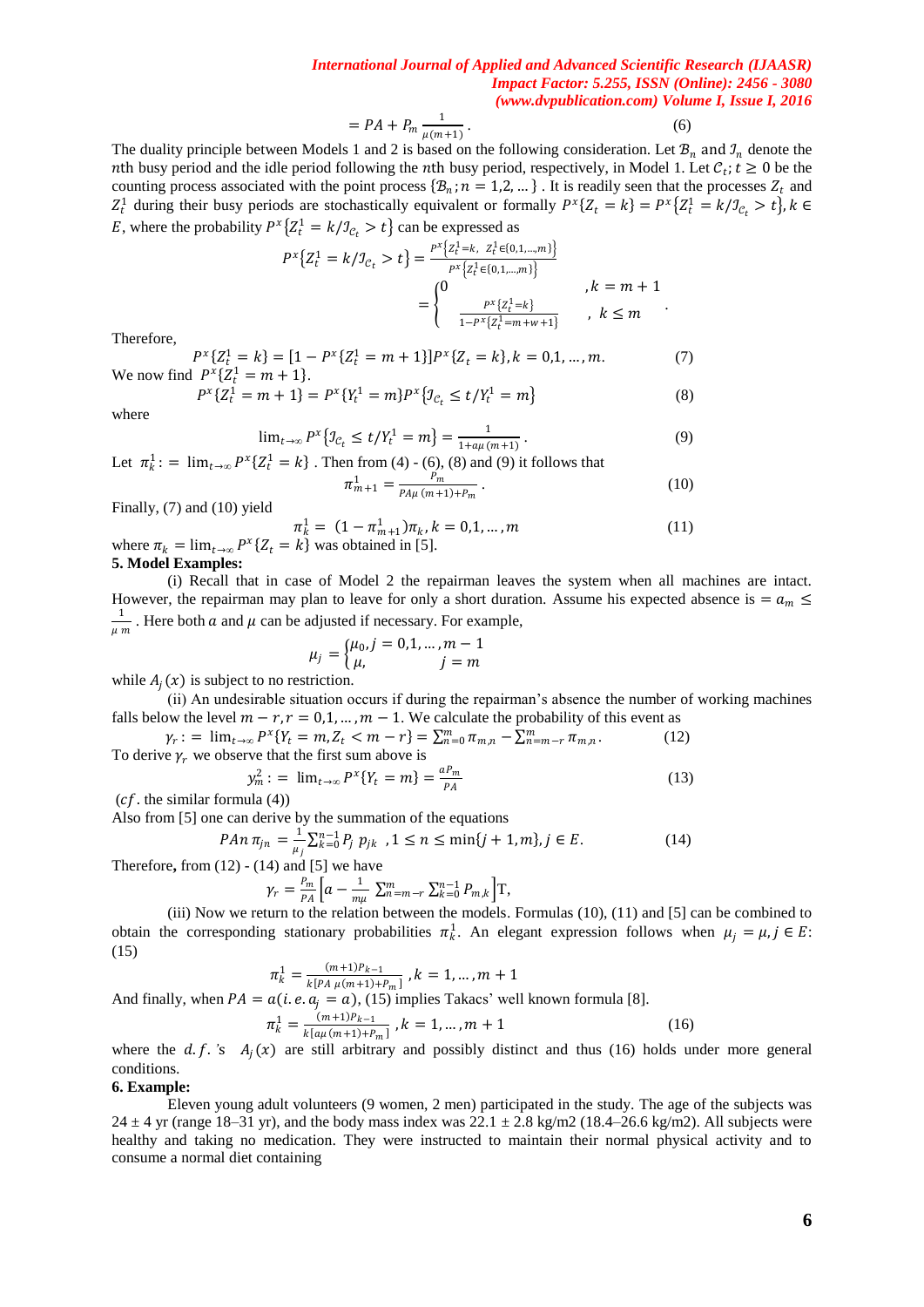$$= PA + P_m \frac{1}{\mu(m+1)} . \qquad (6)$$

The duality principle between Models 1 and 2 is based on the following consideration. Let $\mathcal{B}_n$ and $\mathcal{I}_n$ denote the $n$th busy period and the idle period following the $n$th busy period, respectively, in Model 1. Let $\mathcal{C}_t; t \geq 0$ be the counting process associated with the point process $\{\mathcal{B}_n; n = 1,2,\dots\}$ . It is readily seen that the processes $Z_t$ and $Z_t^1$ during their busy periods are stochastically equivalent or formally $P^x\{Z_t = k\} = P^x\{Z_t^1 = k/\mathcal{I}_{\mathcal{C}_t} > t\}, k \in E$, where the probability $P^x\{Z_t^1 = k/\mathcal{I}_{\mathcal{C}_t} > t\}$ can be expressed as

$$P^x\{Z_t^1 = k/\mathcal{I}_{\mathcal{C}_t} > t\} = \frac{P^x\{Z_t^1 = k,\ Z_t^1 \in \{0,1,\dots,m\}\}}{P^x\{Z_t^1 \in \{0,1,\dots,m\}\}}$$

$$= \begin{cases} 0 & , k = m+1 \\ \dfrac{P^x\{Z_t^1 = k\}}{1 - P^x\{Z_t^1 = m+w+1\}} & , k \leq m \end{cases} .$$

Therefore,

$$P^x\{Z_t^1 = k\} = [1 - P^x\{Z_t^1 = m+1\}] P^x\{Z_t = k\}, k = 0,1,\dots,m. \qquad (7)$$

We now find $P^x\{Z_t^1 = m+1\}$.

$$P^x\{Z_t^1 = m+1\} = P^x\{Y_t^1 = m\} P^x\{\mathcal{I}_{\mathcal{C}_t} \leq t/Y_t^1 = m\} \qquad (8)$$

where

$$\lim_{t\to\infty} P^x\{\mathcal{I}_{\mathcal{C}_t} \leq t/Y_t^1 = m\} = \frac{1}{1 + a\mu\,(m+1)} . \qquad (9)$$

Let $\pi_k^1 := \lim_{t\to\infty} P^x\{Z_t^1 = k\}$ . Then from (4) - (6), (8) and (9) it follows that

$$\pi_{m+1}^1 = \frac{P_m}{PA\mu\,(m+1) + P_m} . \qquad (10)$$

Finally, (7) and (10) yield

$$\pi_k^1 = (1 - \pi_{m+1}^1)\pi_k, k = 0,1,\dots,m \qquad (11)$$

where $\pi_k = \lim_{t\to\infty} P^x\{Z_t = k\}$ was obtained in [5].

**5. Model Examples:**

(i) Recall that in case of Model 2 the repairman leaves the system when all machines are intact. However, the repairman may plan to leave for only a short duration. Assume his expected absence is $= a_m \leq \frac{1}{\mu\, m}$ . Here both $a$ and $\mu$ can be adjusted if necessary. For example,

$$\mu_j = \begin{cases} \mu_0, j = 0,1,\dots,m-1 \\ \mu, \qquad\quad j = m \end{cases}$$

while $A_j(x)$ is subject to no restriction.

(ii) An undesirable situation occurs if during the repairman's absence the number of working machines falls below the level $m - r, r = 0,1,\dots,m-1$. We calculate the probability of this event as

$$\gamma_r := \lim_{t\to\infty} P^x\{Y_t = m, Z_t < m - r\} = \sum_{n=0}^{m} \pi_{m,n} - \sum_{n=m-r}^{m} \pi_{m,n} . \qquad (12)$$

To derive $\gamma_r$ we observe that the first sum above is

$$y_m^2 := \lim_{t\to\infty} P^x\{Y_t = m\} = \frac{aP_m}{PA} \qquad (13)$$

($cf$. the similar formula (4))

Also from [5] one can derive by the summation of the equations

$$PAn\, \pi_{jn} = \frac{1}{\mu_j} \sum_{k=0}^{n-1} P_j\, p_{jk} \ \ , 1 \leq n \leq \min\{j+1, m\}, j \in E. \qquad (14)$$

Therefore**,** from (12) - (14) and [5] we have

$$\gamma_r = \frac{P_m}{PA}\left[a - \frac{1}{m\mu} \sum_{n=m-r}^{m} \sum_{k=0}^{n-1} P_{m,k}\right] T,$$

(iii) Now we return to the relation between the models. Formulas (10), (11) and [5] can be combined to obtain the corresponding stationary probabilities $\pi_k^1$. An elegant expression follows when $\mu_j = \mu, j \in E$: (15)

$$\pi_k^1 = \frac{(m+1)P_{k-1}}{k[PA\ \mu(m+1) + P_m]} , k = 1,\dots,m+1$$

And finally, when $PA = a(i.e. a_j = a)$, (15) implies Takacs' well known formula [8].

$$\pi_k^1 = \frac{(m+1)P_{k-1}}{k[a\mu\,(m+1) + P_m]} , k = 1,\dots,m+1 \qquad (16)$$

where the $d.f.$'s $A_j(x)$ are still arbitrary and possibly distinct and thus (16) holds under more general conditions.

**6. Example:**

Eleven young adult volunteers (9 women, 2 men) participated in the study. The age of the subjects was 24 ± 4 yr (range 18–31 yr), and the body mass index was 22.1 ± 2.8 kg/m2 (18.4–26.6 kg/m2). All subjects were healthy and taking no medication. They were instructed to maintain their normal physical activity and to consume a normal diet containing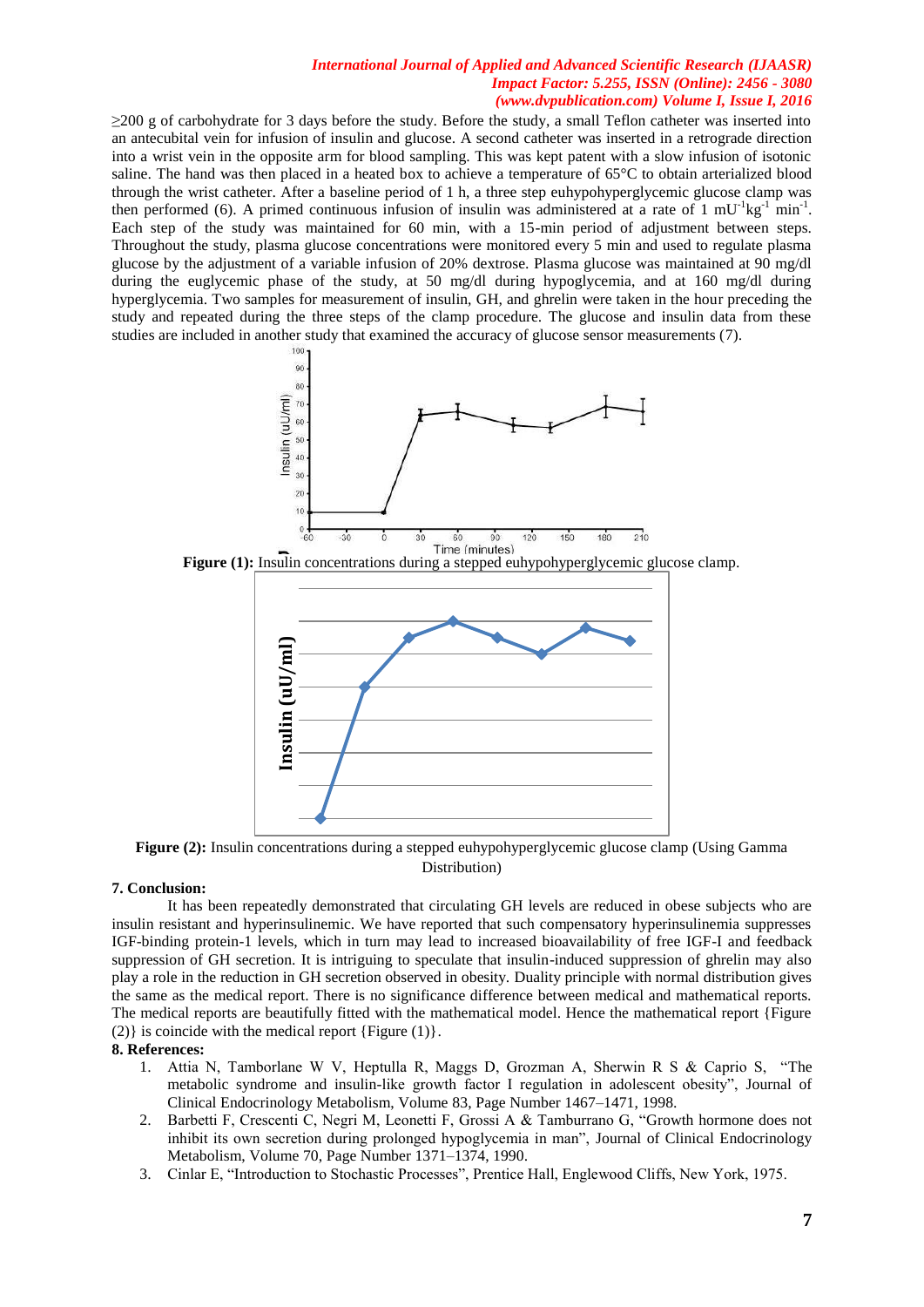≥200 g of carbohydrate for 3 days before the study. Before the study, a small Teflon catheter was inserted into an antecubital vein for infusion of insulin and glucose. A second catheter was inserted in a retrograde direction into a wrist vein in the opposite arm for blood sampling. This was kept patent with a slow infusion of isotonic saline. The hand was then placed in a heated box to achieve a temperature of 65°C to obtain arterialized blood through the wrist catheter. After a baseline period of 1 h, a three step euhypohyperglycemic glucose clamp was then performed (6). A primed continuous infusion of insulin was administered at a rate of 1 $mU^{-1}kg^{-1}$ $min^{-1}$. Each step of the study was maintained for 60 min, with a 15-min period of adjustment between steps. Throughout the study, plasma glucose concentrations were monitored every 5 min and used to regulate plasma glucose by the adjustment of a variable infusion of 20% dextrose. Plasma glucose was maintained at 90 mg/dl during the euglycemic phase of the study, at 50 mg/dl during hypoglycemia, and at 160 mg/dl during hyperglycemia. Two samples for measurement of insulin, GH, and ghrelin were taken in the hour preceding the study and repeated during the three steps of the clamp procedure. The glucose and insulin data from these studies are included in another study that examined the accuracy of glucose sensor measurements (7).

**Figure (1):** Insulin concentrations during a stepped euhypohyperglycemic glucose clamp.

**Figure (2):** Insulin concentrations during a stepped euhypohyperglycemic glucose clamp (Using Gamma Distribution)

**7. Conclusion:**

It has been repeatedly demonstrated that circulating GH levels are reduced in obese subjects who are insulin resistant and hyperinsulinemic. We have reported that such compensatory hyperinsulinemia suppresses IGF-binding protein-1 levels, which in turn may lead to increased bioavailability of free IGF-I and feedback suppression of GH secretion. It is intriguing to speculate that insulin-induced suppression of ghrelin may also play a role in the reduction in GH secretion observed in obesity. Duality principle with normal distribution gives the same as the medical report. There is no significance difference between medical and mathematical reports. The medical reports are beautifully fitted with the mathematical model. Hence the mathematical report {Figure (2)} is coincide with the medical report {Figure (1)}.

**8. References:**

1. Attia N, Tamborlane W V, Heptulla R, Maggs D, Grozman A, Sherwin R S & Caprio S, "The metabolic syndrome and insulin-like growth factor I regulation in adolescent obesity", Journal of Clinical Endocrinology Metabolism, Volume 83, Page Number 1467–1471, 1998.
2. Barbetti F, Crescenti C, Negri M, Leonetti F, Grossi A & Tamburrano G, "Growth hormone does not inhibit its own secretion during prolonged hypoglycemia in man", Journal of Clinical Endocrinology Metabolism, Volume 70, Page Number 1371–1374, 1990.
3. Cinlar E, "Introduction to Stochastic Processes", Prentice Hall, Englewood Cliffs, New York, 1975.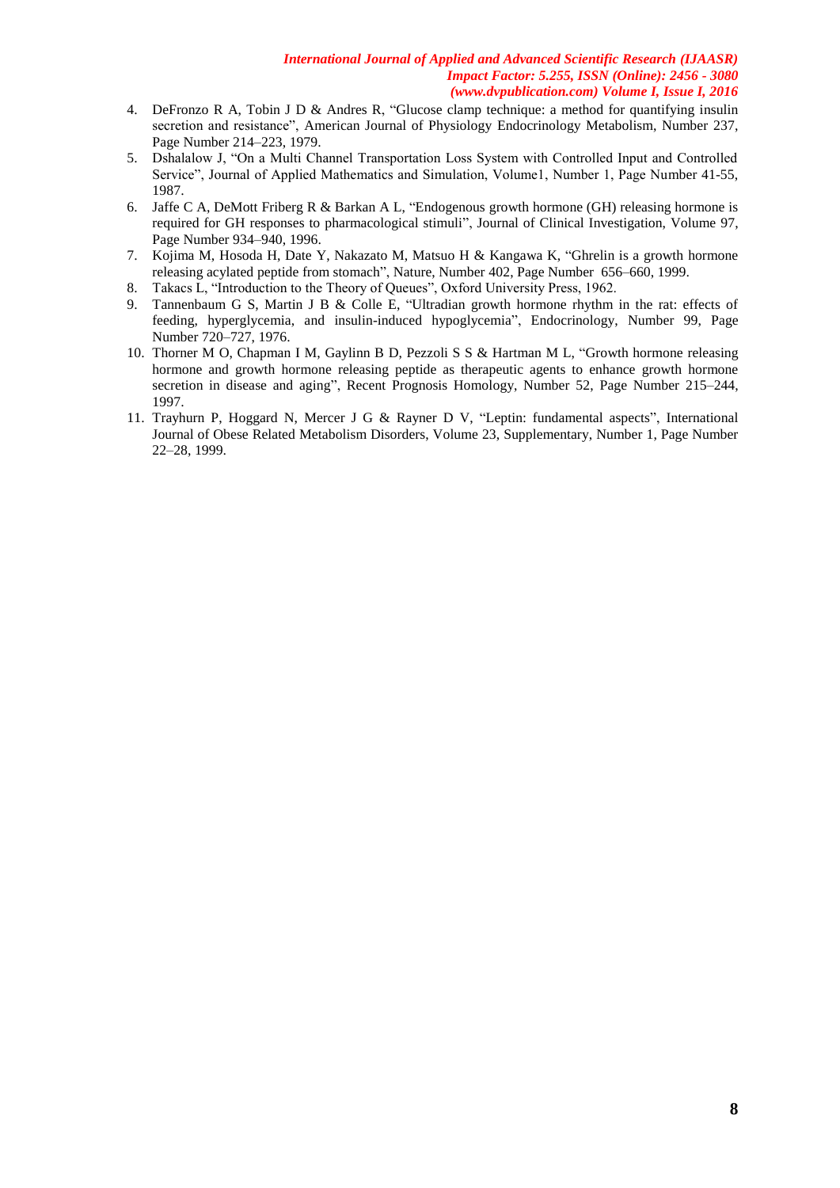4. DeFronzo R A, Tobin J D & Andres R, "Glucose clamp technique: a method for quantifying insulin secretion and resistance", American Journal of Physiology Endocrinology Metabolism, Number 237, Page Number 214–223, 1979.
5. Dshalalow J, "On a Multi Channel Transportation Loss System with Controlled Input and Controlled Service", Journal of Applied Mathematics and Simulation, Volume1, Number 1, Page Number 41-55, 1987.
6. Jaffe C A, DeMott Friberg R & Barkan A L, "Endogenous growth hormone (GH) releasing hormone is required for GH responses to pharmacological stimuli", Journal of Clinical Investigation, Volume 97, Page Number 934–940, 1996.
7. Kojima M, Hosoda H, Date Y, Nakazato M, Matsuo H & Kangawa K, "Ghrelin is a growth hormone releasing acylated peptide from stomach", Nature, Number 402, Page Number 656–660, 1999.
8. Takacs L, "Introduction to the Theory of Queues", Oxford University Press, 1962.
9. Tannenbaum G S, Martin J B & Colle E, "Ultradian growth hormone rhythm in the rat: effects of feeding, hyperglycemia, and insulin-induced hypoglycemia", Endocrinology, Number 99, Page Number 720–727, 1976.
10. Thorner M O, Chapman I M, Gaylinn B D, Pezzoli S S & Hartman M L, "Growth hormone releasing hormone and growth hormone releasing peptide as therapeutic agents to enhance growth hormone secretion in disease and aging", Recent Prognosis Homology, Number 52, Page Number 215–244, 1997.
11. Trayhurn P, Hoggard N, Mercer J G & Rayner D V, "Leptin: fundamental aspects", International Journal of Obese Related Metabolism Disorders, Volume 23, Supplementary, Number 1, Page Number 22–28, 1999.